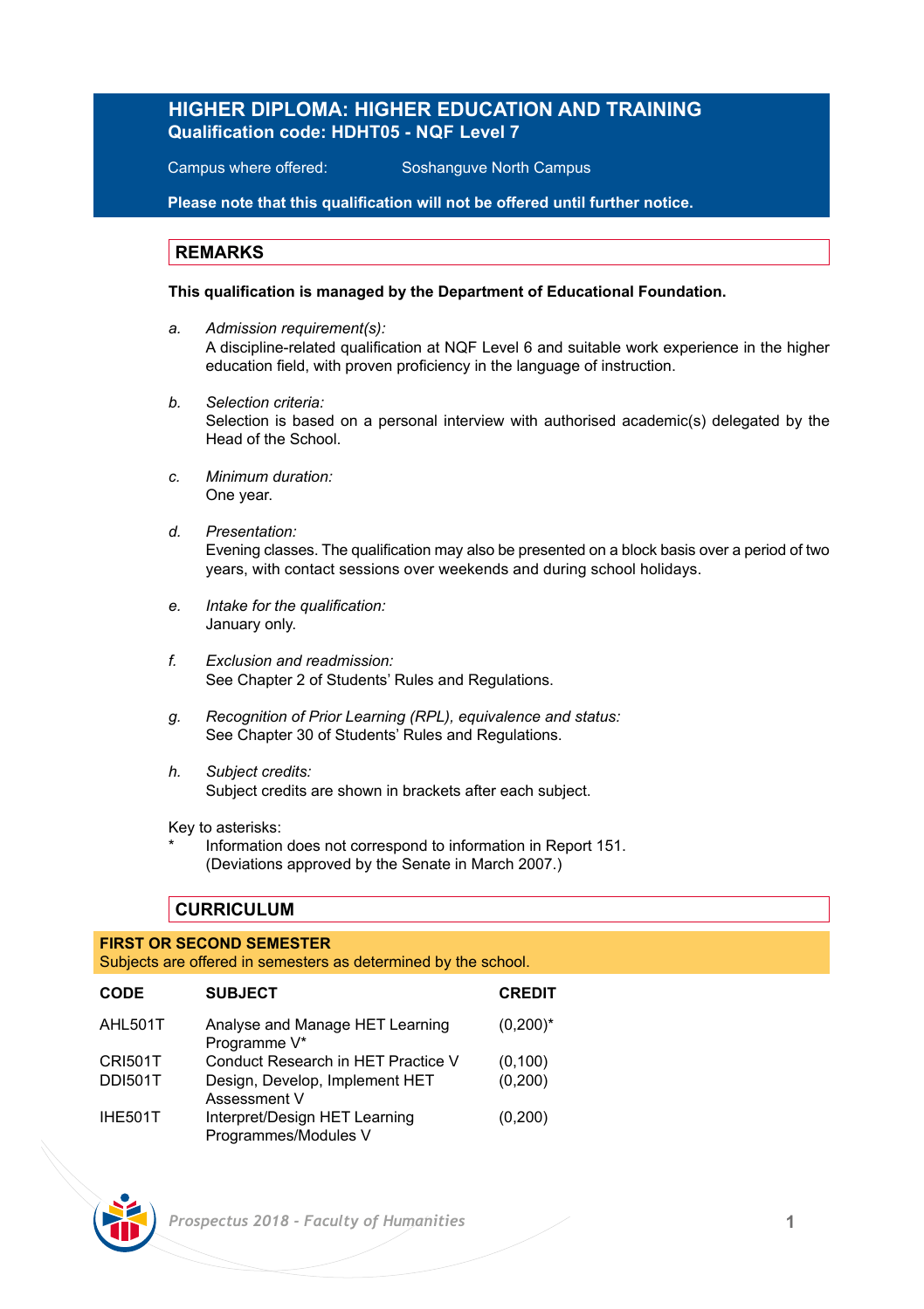# HIGHER DIPLOMA: HIGHER EDUCATION AND TRAINING

**Qualification code: HDHT05 - NQF Level 7**

Campus where offered: Soshanguve North Campus

**Please note that this qualification will not be offered until further notice.**

## REMARKS

**This qualification is managed by the Department of Educational Foundation.**

a. *Admission requirement(s):*
   A discipline-related qualification at NQF Level 6 and suitable work experience in the higher education field, with proven proficiency in the language of instruction.

b. *Selection criteria:*
   Selection is based on a personal interview with authorised academic(s) delegated by the Head of the School.

c. *Minimum duration:*
   One year.

d. *Presentation:*
   Evening classes. The qualification may also be presented on a block basis over a period of two years, with contact sessions over weekends and during school holidays.

e. *Intake for the qualification:*
   January only.

f. *Exclusion and readmission:*
   See Chapter 2 of Students' Rules and Regulations.

g. *Recognition of Prior Learning (RPL), equivalence and status:*
   See Chapter 30 of Students' Rules and Regulations.

h. *Subject credits:*
   Subject credits are shown in brackets after each subject.

Key to asterisks:
\* Information does not correspond to information in Report 151. (Deviations approved by the Senate in March 2007.)

## CURRICULUM

**FIRST OR SECOND SEMESTER**
Subjects are offered in semesters as determined by the school.

| CODE | SUBJECT | CREDIT |
|---|---|---|
| AHL501T | Analyse and Manage HET Learning Programme V* | (0,200)* |
| CRI501T | Conduct Research in HET Practice V | (0,100) |
| DDI501T | Design, Develop, Implement HET Assessment V | (0,200) |
| IHE501T | Interpret/Design HET Learning Programmes/Modules V | (0,200) |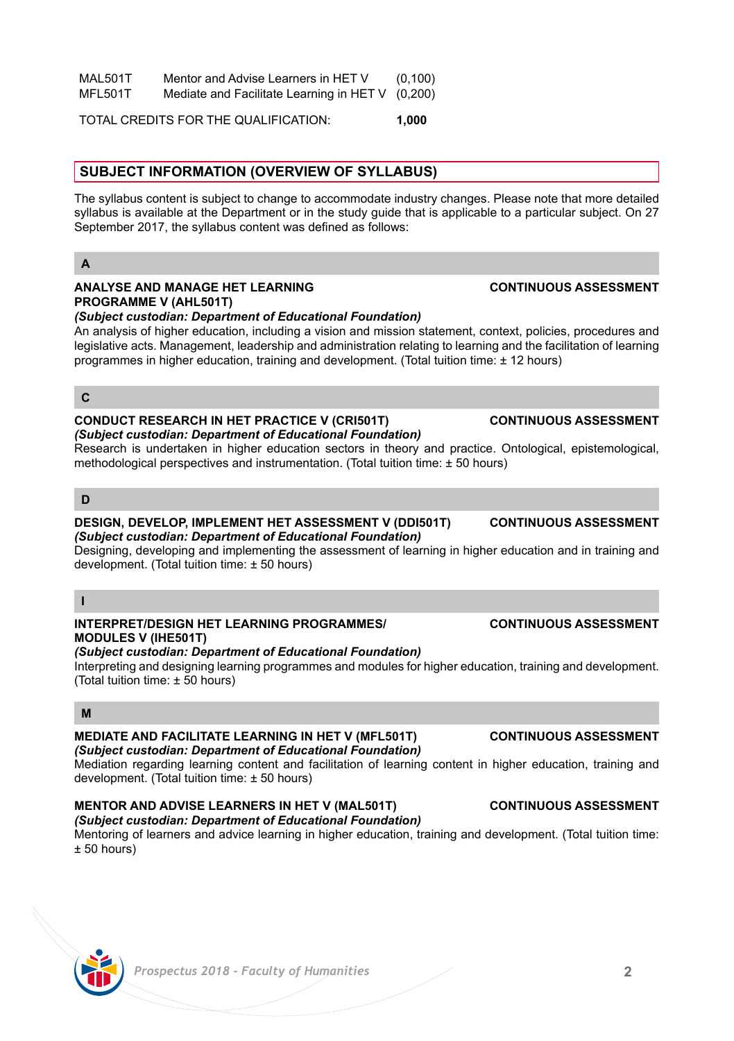| | | |
|---|---|---|
| MAL501T | Mentor and Advise Learners in HET V | (0,100) |
| MFL501T | Mediate and Facilitate Learning in HET V | (0,200) |

TOTAL CREDITS FOR THE QUALIFICATION: **1,000**

## SUBJECT INFORMATION (OVERVIEW OF SYLLABUS)

The syllabus content is subject to change to accommodate industry changes. Please note that more detailed syllabus is available at the Department or in the study guide that is applicable to a particular subject. On 27 September 2017, the syllabus content was defined as follows:

### A

**ANALYSE AND MANAGE HET LEARNING PROGRAMME V (AHL501T)** — **CONTINUOUS ASSESSMENT**
***(Subject custodian: Department of Educational Foundation)***
An analysis of higher education, including a vision and mission statement, context, policies, procedures and legislative acts. Management, leadership and administration relating to learning and the facilitation of learning programmes in higher education, training and development. (Total tuition time: ± 12 hours)

### C

**CONDUCT RESEARCH IN HET PRACTICE V (CRI501T)** — **CONTINUOUS ASSESSMENT**
***(Subject custodian: Department of Educational Foundation)***
Research is undertaken in higher education sectors in theory and practice. Ontological, epistemological, methodological perspectives and instrumentation. (Total tuition time: ± 50 hours)

### D

**DESIGN, DEVELOP, IMPLEMENT HET ASSESSMENT V (DDI501T)** — **CONTINUOUS ASSESSMENT**
***(Subject custodian: Department of Educational Foundation)***
Designing, developing and implementing the assessment of learning in higher education and in training and development. (Total tuition time: ± 50 hours)

### I

**INTERPRET/DESIGN HET LEARNING PROGRAMMES/ MODULES V (IHE501T)** — **CONTINUOUS ASSESSMENT**
***(Subject custodian: Department of Educational Foundation)***
Interpreting and designing learning programmes and modules for higher education, training and development. (Total tuition time: ± 50 hours)

### M

**MEDIATE AND FACILITATE LEARNING IN HET V (MFL501T)** — **CONTINUOUS ASSESSMENT**
***(Subject custodian: Department of Educational Foundation)***
Mediation regarding learning content and facilitation of learning content in higher education, training and development. (Total tuition time: ± 50 hours)

**MENTOR AND ADVISE LEARNERS IN HET V (MAL501T)** — **CONTINUOUS ASSESSMENT**
***(Subject custodian: Department of Educational Foundation)***
Mentoring of learners and advice learning in higher education, training and development. (Total tuition time: ± 50 hours)